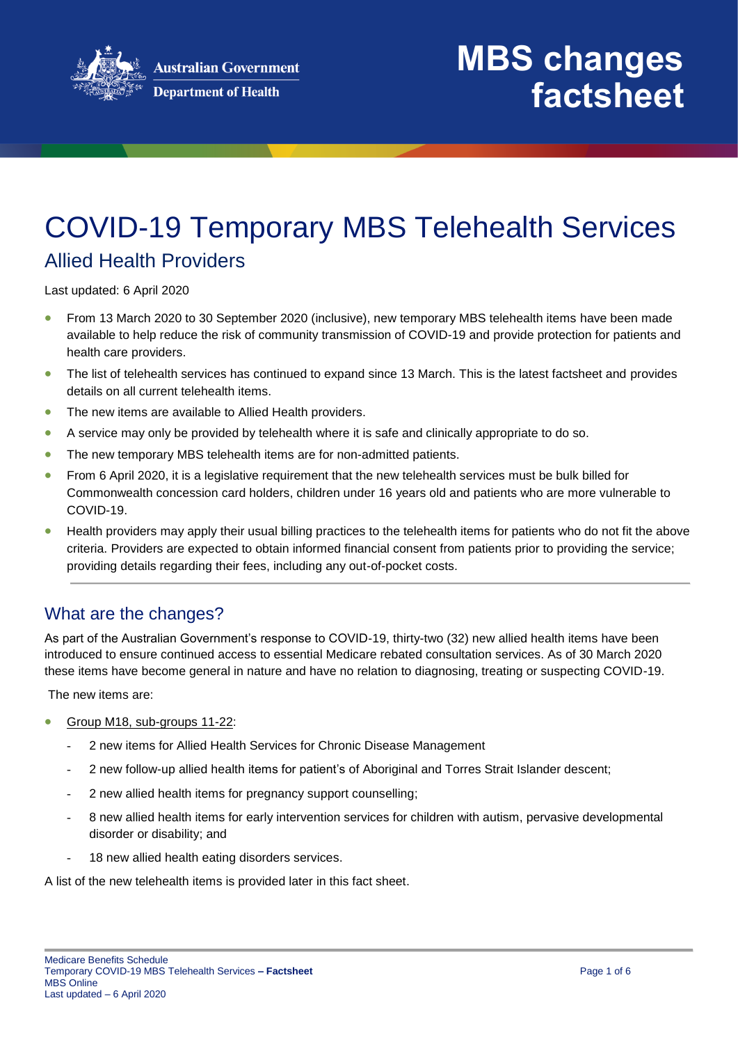MBS changes factsheet

# COVID-19 Temporary MBS Telehealth Services

## Allied Health Providers

Last updated: 6 April 2020

- From 13 March 2020 to 30 September 2020 (inclusive), new temporary MBS telehealth items have been made available to help reduce the risk of community transmission of COVID-19 and provide protection for patients and health care providers.
- The list of telehealth services has continued to expand since 13 March. This is the latest factsheet and provides details on all current telehealth items.
- The new items are available to Allied Health providers.
- A service may only be provided by telehealth where it is safe and clinically appropriate to do so.
- The new temporary MBS telehealth items are for non-admitted patients.
- From 6 April 2020, it is a legislative requirement that the new telehealth services must be bulk billed for Commonwealth concession card holders, children under 16 years old and patients who are more vulnerable to COVID-19.
- Health providers may apply their usual billing practices to the telehealth items for patients who do not fit the above criteria. Providers are expected to obtain informed financial consent from patients prior to providing the service; providing details regarding their fees, including any out-of-pocket costs.

## What are the changes?

As part of the Australian Government's response to COVID-19, thirty-two (32) new allied health items have been introduced to ensure continued access to essential Medicare rebated consultation services. As of 30 March 2020 these items have become general in nature and have no relation to diagnosing, treating or suspecting COVID-19.

The new items are:

- Group M18, sub-groups 11-22:
  - 2 new items for Allied Health Services for Chronic Disease Management
  - 2 new follow-up allied health items for patient's of Aboriginal and Torres Strait Islander descent;
  - 2 new allied health items for pregnancy support counselling;
  - 8 new allied health items for early intervention services for children with autism, pervasive developmental disorder or disability; and
  - 18 new allied health eating disorders services.

A list of the new telehealth items is provided later in this fact sheet.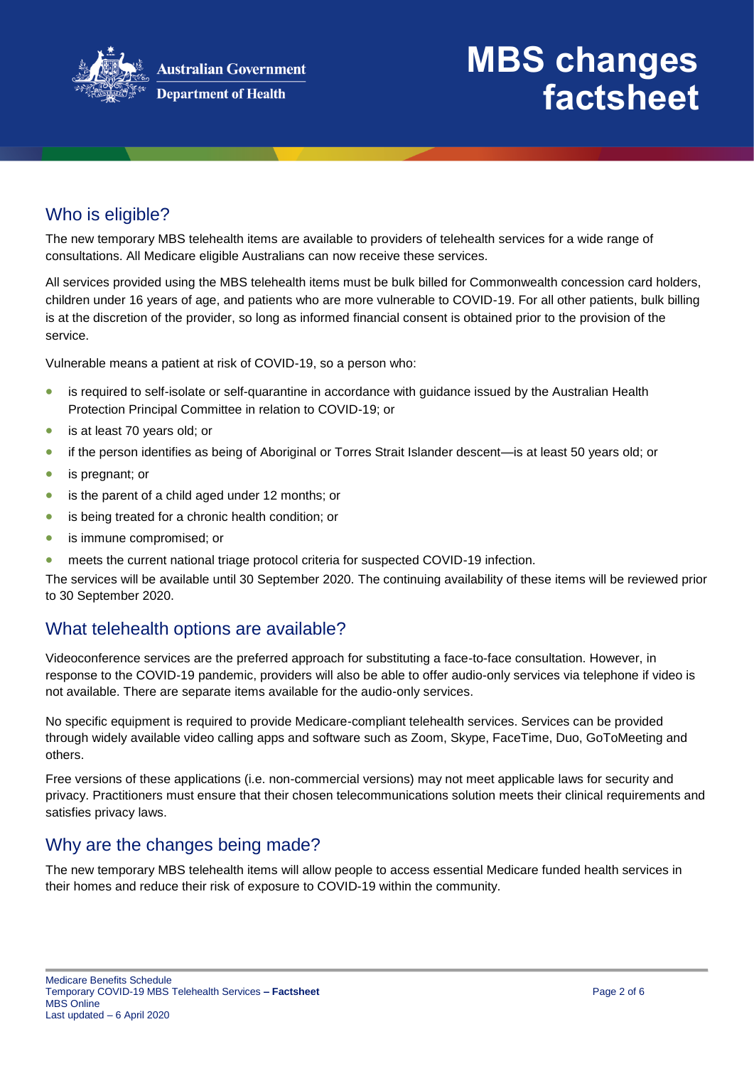## Who is eligible?

The new temporary MBS telehealth items are available to providers of telehealth services for a wide range of consultations. All Medicare eligible Australians can now receive these services.

All services provided using the MBS telehealth items must be bulk billed for Commonwealth concession card holders, children under 16 years of age, and patients who are more vulnerable to COVID-19. For all other patients, bulk billing is at the discretion of the provider, so long as informed financial consent is obtained prior to the provision of the service.

Vulnerable means a patient at risk of COVID-19, so a person who:

- is required to self-isolate or self-quarantine in accordance with guidance issued by the Australian Health Protection Principal Committee in relation to COVID-19; or
- is at least 70 years old; or
- if the person identifies as being of Aboriginal or Torres Strait Islander descent—is at least 50 years old; or
- is pregnant; or
- is the parent of a child aged under 12 months; or
- is being treated for a chronic health condition; or
- is immune compromised; or
- meets the current national triage protocol criteria for suspected COVID-19 infection.

The services will be available until 30 September 2020. The continuing availability of these items will be reviewed prior to 30 September 2020.

## What telehealth options are available?

Videoconference services are the preferred approach for substituting a face-to-face consultation. However, in response to the COVID-19 pandemic, providers will also be able to offer audio-only services via telephone if video is not available. There are separate items available for the audio-only services.

No specific equipment is required to provide Medicare-compliant telehealth services. Services can be provided through widely available video calling apps and software such as Zoom, Skype, FaceTime, Duo, GoToMeeting and others.

Free versions of these applications (i.e. non-commercial versions) may not meet applicable laws for security and privacy. Practitioners must ensure that their chosen telecommunications solution meets their clinical requirements and satisfies privacy laws.

## Why are the changes being made?

The new temporary MBS telehealth items will allow people to access essential Medicare funded health services in their homes and reduce their risk of exposure to COVID-19 within the community.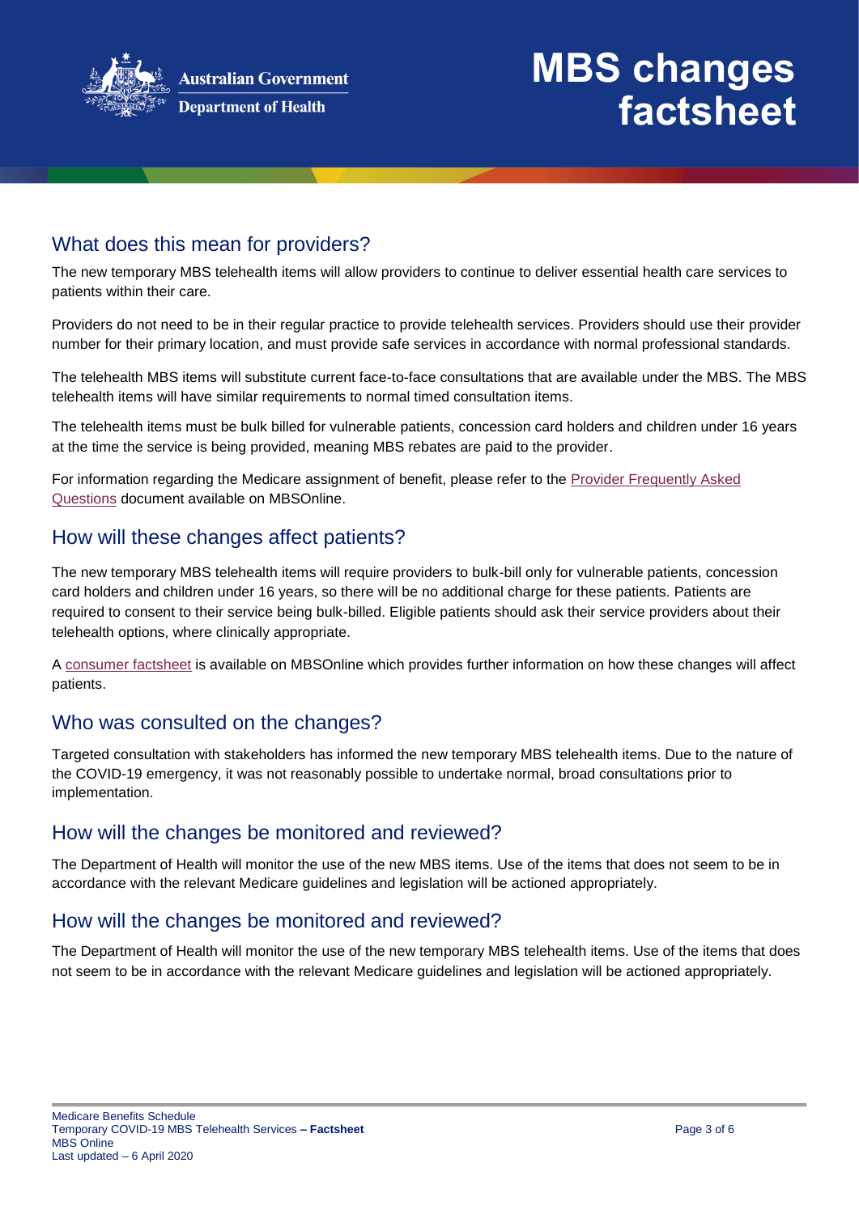## What does this mean for providers?

The new temporary MBS telehealth items will allow providers to continue to deliver essential health care services to patients within their care.

Providers do not need to be in their regular practice to provide telehealth services. Providers should use their provider number for their primary location, and must provide safe services in accordance with normal professional standards.

The telehealth MBS items will substitute current face-to-face consultations that are available under the MBS. The MBS telehealth items will have similar requirements to normal timed consultation items.

The telehealth items must be bulk billed for vulnerable patients, concession card holders and children under 16 years at the time the service is being provided, meaning MBS rebates are paid to the provider.

For information regarding the Medicare assignment of benefit, please refer to the Provider Frequently Asked Questions document available on MBSOnline.

## How will these changes affect patients?

The new temporary MBS telehealth items will require providers to bulk-bill only for vulnerable patients, concession card holders and children under 16 years, so there will be no additional charge for these patients. Patients are required to consent to their service being bulk-billed. Eligible patients should ask their service providers about their telehealth options, where clinically appropriate.

A consumer factsheet is available on MBSOnline which provides further information on how these changes will affect patients.

## Who was consulted on the changes?

Targeted consultation with stakeholders has informed the new temporary MBS telehealth items. Due to the nature of the COVID-19 emergency, it was not reasonably possible to undertake normal, broad consultations prior to implementation.

## How will the changes be monitored and reviewed?

The Department of Health will monitor the use of the new MBS items. Use of the items that does not seem to be in accordance with the relevant Medicare guidelines and legislation will be actioned appropriately.

## How will the changes be monitored and reviewed?

The Department of Health will monitor the use of the new temporary MBS telehealth items. Use of the items that does not seem to be in accordance with the relevant Medicare guidelines and legislation will be actioned appropriately.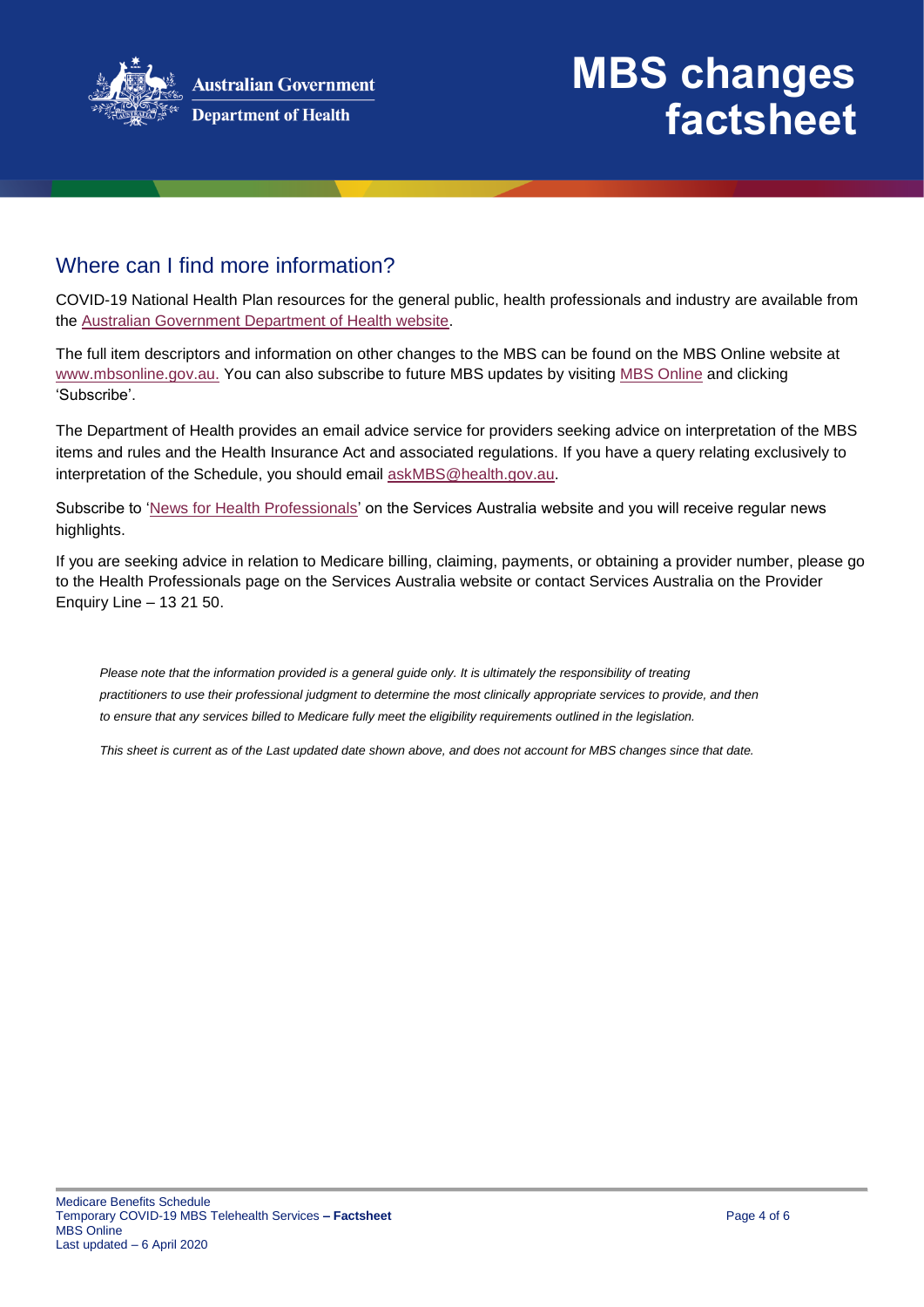## Where can I find more information?

COVID-19 National Health Plan resources for the general public, health professionals and industry are available from the Australian Government Department of Health website.

The full item descriptors and information on other changes to the MBS can be found on the MBS Online website at www.mbsonline.gov.au. You can also subscribe to future MBS updates by visiting MBS Online and clicking 'Subscribe'.

The Department of Health provides an email advice service for providers seeking advice on interpretation of the MBS items and rules and the Health Insurance Act and associated regulations. If you have a query relating exclusively to interpretation of the Schedule, you should email askMBS@health.gov.au.

Subscribe to 'News for Health Professionals' on the Services Australia website and you will receive regular news highlights.

If you are seeking advice in relation to Medicare billing, claiming, payments, or obtaining a provider number, please go to the Health Professionals page on the Services Australia website or contact Services Australia on the Provider Enquiry Line – 13 21 50.

*Please note that the information provided is a general guide only. It is ultimately the responsibility of treating practitioners to use their professional judgment to determine the most clinically appropriate services to provide, and then to ensure that any services billed to Medicare fully meet the eligibility requirements outlined in the legislation.*

*This sheet is current as of the Last updated date shown above, and does not account for MBS changes since that date.*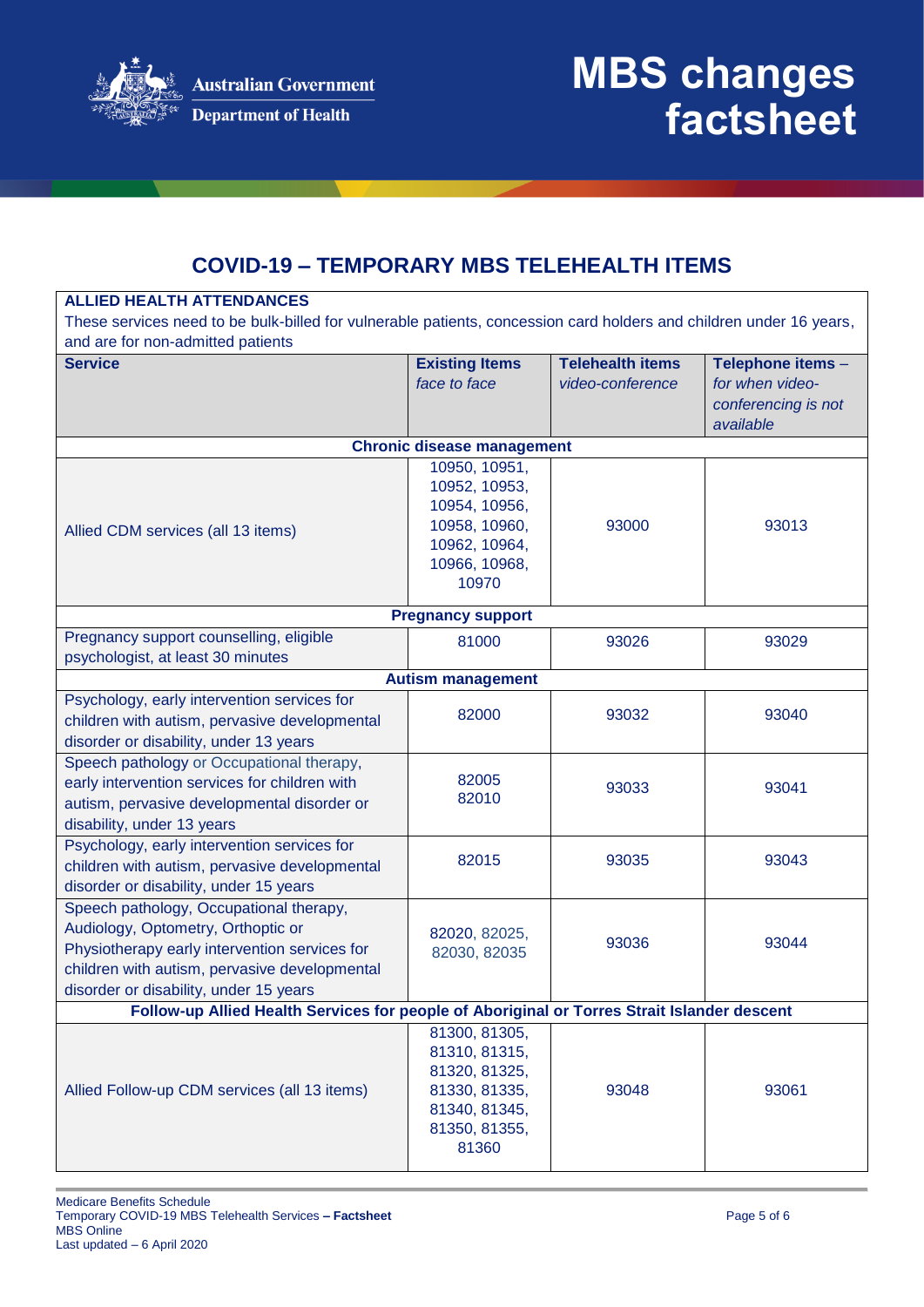# MBS changes factsheet

## COVID-19 – TEMPORARY MBS TELEHEALTH ITEMS

| **ALLIED HEALTH ATTENDANCES**<br>These services need to be bulk-billed for vulnerable patients, concession card holders and children under 16 years, and are for non-admitted patients | | | |
|---|---|---|---|
| **Service** | **Existing Items** *face to face* | **Telehealth items** *video-conference* | **Telephone items** – *for when video-conferencing is not available* |
| **Chronic disease management** | | | |
| Allied CDM services (all 13 items) | 10950, 10951, 10952, 10953, 10954, 10956, 10958, 10960, 10962, 10964, 10966, 10968, 10970 | 93000 | 93013 |
| **Pregnancy support** | | | |
| Pregnancy support counselling, eligible psychologist, at least 30 minutes | 81000 | 93026 | 93029 |
| **Autism management** | | | |
| Psychology, early intervention services for children with autism, pervasive developmental disorder or disability, under 13 years | 82000 | 93032 | 93040 |
| Speech pathology or Occupational therapy, early intervention services for children with autism, pervasive developmental disorder or disability, under 13 years | 82005<br>82010 | 93033 | 93041 |
| Psychology, early intervention services for children with autism, pervasive developmental disorder or disability, under 15 years | 82015 | 93035 | 93043 |
| Speech pathology, Occupational therapy, Audiology, Optometry, Orthoptic or Physiotherapy early intervention services for children with autism, pervasive developmental disorder or disability, under 15 years | 82020, 82025, 82030, 82035 | 93036 | 93044 |
| **Follow-up Allied Health Services for people of Aboriginal or Torres Strait Islander descent** | | | |
| Allied Follow-up CDM services (all 13 items) | 81300, 81305, 81310, 81315, 81320, 81325, 81330, 81335, 81340, 81345, 81350, 81355, 81360 | 93048 | 93061 |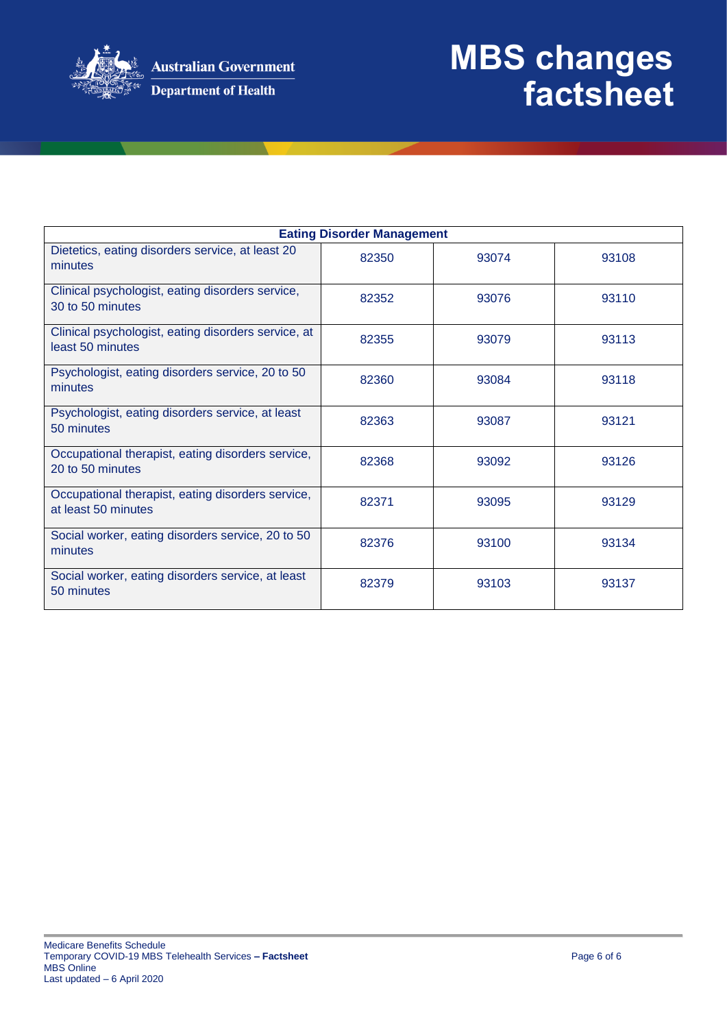| Eating Disorder Management | | | |
| --- | --- | --- | --- |
| Dietetics, eating disorders service, at least 20 minutes | 82350 | 93074 | 93108 |
| Clinical psychologist, eating disorders service, 30 to 50 minutes | 82352 | 93076 | 93110 |
| Clinical psychologist, eating disorders service, at least 50 minutes | 82355 | 93079 | 93113 |
| Psychologist, eating disorders service, 20 to 50 minutes | 82360 | 93084 | 93118 |
| Psychologist, eating disorders service, at least 50 minutes | 82363 | 93087 | 93121 |
| Occupational therapist, eating disorders service, 20 to 50 minutes | 82368 | 93092 | 93126 |
| Occupational therapist, eating disorders service, at least 50 minutes | 82371 | 93095 | 93129 |
| Social worker, eating disorders service, 20 to 50 minutes | 82376 | 93100 | 93134 |
| Social worker, eating disorders service, at least 50 minutes | 82379 | 93103 | 93137 |